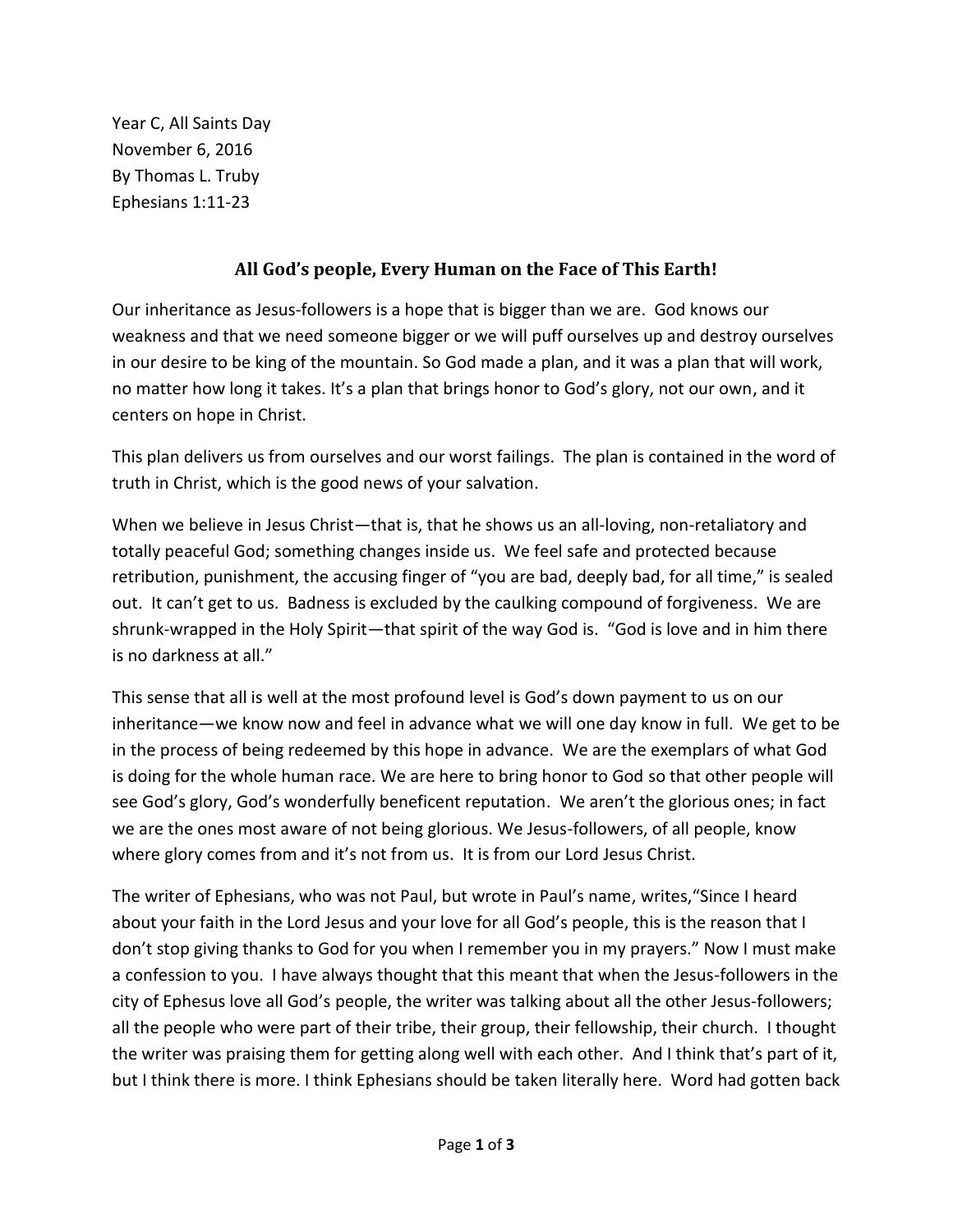Year C, All Saints Day
November 6, 2016
By Thomas L. Truby
Ephesians 1:11-23

## All God's people, Every Human on the Face of This Earth!

Our inheritance as Jesus-followers is a hope that is bigger than we are. God knows our weakness and that we need someone bigger or we will puff ourselves up and destroy ourselves in our desire to be king of the mountain. So God made a plan, and it was a plan that will work, no matter how long it takes. It's a plan that brings honor to God's glory, not our own, and it centers on hope in Christ.

This plan delivers us from ourselves and our worst failings. The plan is contained in the word of truth in Christ, which is the good news of your salvation.

When we believe in Jesus Christ—that is, that he shows us an all-loving, non-retaliatory and totally peaceful God; something changes inside us. We feel safe and protected because retribution, punishment, the accusing finger of "you are bad, deeply bad, for all time," is sealed out. It can't get to us. Badness is excluded by the caulking compound of forgiveness. We are shrunk-wrapped in the Holy Spirit—that spirit of the way God is. "God is love and in him there is no darkness at all."

This sense that all is well at the most profound level is God's down payment to us on our inheritance—we know now and feel in advance what we will one day know in full. We get to be in the process of being redeemed by this hope in advance. We are the exemplars of what God is doing for the whole human race. We are here to bring honor to God so that other people will see God's glory, God's wonderfully beneficent reputation. We aren't the glorious ones; in fact we are the ones most aware of not being glorious. We Jesus-followers, of all people, know where glory comes from and it's not from us. It is from our Lord Jesus Christ.

The writer of Ephesians, who was not Paul, but wrote in Paul's name, writes,"Since I heard about your faith in the Lord Jesus and your love for all God's people, this is the reason that I don't stop giving thanks to God for you when I remember you in my prayers." Now I must make a confession to you. I have always thought that this meant that when the Jesus-followers in the city of Ephesus love all God's people, the writer was talking about all the other Jesus-followers; all the people who were part of their tribe, their group, their fellowship, their church. I thought the writer was praising them for getting along well with each other. And I think that's part of it, but I think there is more. I think Ephesians should be taken literally here. Word had gotten back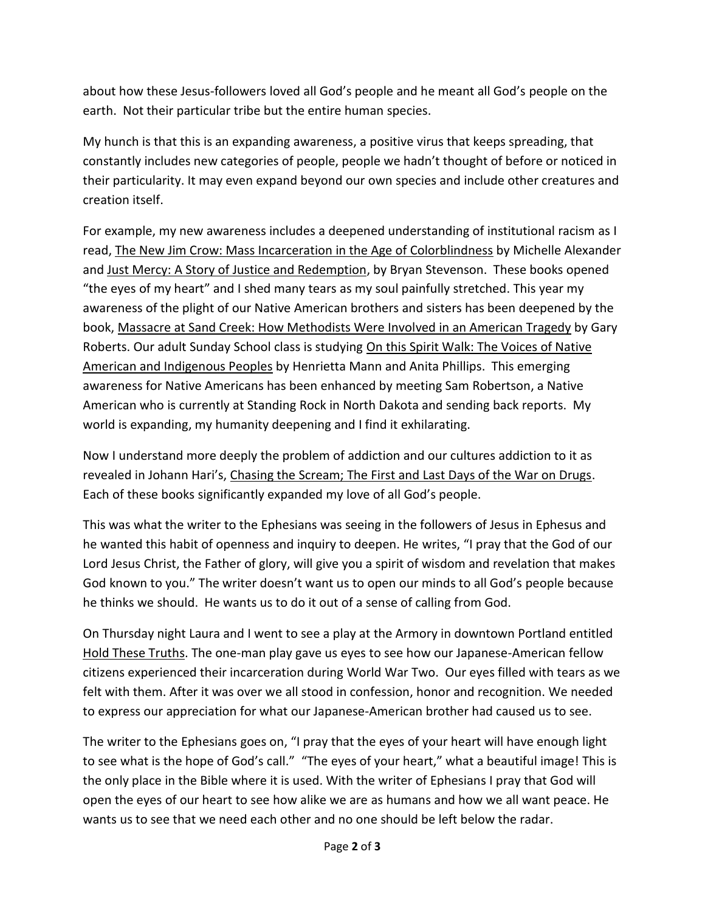about how these Jesus-followers loved all God's people and he meant all God's people on the earth. Not their particular tribe but the entire human species.

My hunch is that this is an expanding awareness, a positive virus that keeps spreading, that constantly includes new categories of people, people we hadn't thought of before or noticed in their particularity. It may even expand beyond our own species and include other creatures and creation itself.

For example, my new awareness includes a deepened understanding of institutional racism as I read, The New Jim Crow: Mass Incarceration in the Age of Colorblindness by Michelle Alexander and Just Mercy: A Story of Justice and Redemption, by Bryan Stevenson. These books opened "the eyes of my heart" and I shed many tears as my soul painfully stretched. This year my awareness of the plight of our Native American brothers and sisters has been deepened by the book, Massacre at Sand Creek: How Methodists Were Involved in an American Tragedy by Gary Roberts. Our adult Sunday School class is studying On this Spirit Walk: The Voices of Native American and Indigenous Peoples by Henrietta Mann and Anita Phillips. This emerging awareness for Native Americans has been enhanced by meeting Sam Robertson, a Native American who is currently at Standing Rock in North Dakota and sending back reports. My world is expanding, my humanity deepening and I find it exhilarating.

Now I understand more deeply the problem of addiction and our cultures addiction to it as revealed in Johann Hari's, Chasing the Scream; The First and Last Days of the War on Drugs. Each of these books significantly expanded my love of all God's people.

This was what the writer to the Ephesians was seeing in the followers of Jesus in Ephesus and he wanted this habit of openness and inquiry to deepen. He writes, "I pray that the God of our Lord Jesus Christ, the Father of glory, will give you a spirit of wisdom and revelation that makes God known to you." The writer doesn't want us to open our minds to all God's people because he thinks we should. He wants us to do it out of a sense of calling from God.

On Thursday night Laura and I went to see a play at the Armory in downtown Portland entitled Hold These Truths. The one-man play gave us eyes to see how our Japanese-American fellow citizens experienced their incarceration during World War Two. Our eyes filled with tears as we felt with them. After it was over we all stood in confession, honor and recognition. We needed to express our appreciation for what our Japanese-American brother had caused us to see.

The writer to the Ephesians goes on, "I pray that the eyes of your heart will have enough light to see what is the hope of God's call." "The eyes of your heart," what a beautiful image! This is the only place in the Bible where it is used. With the writer of Ephesians I pray that God will open the eyes of our heart to see how alike we are as humans and how we all want peace. He wants us to see that we need each other and no one should be left below the radar.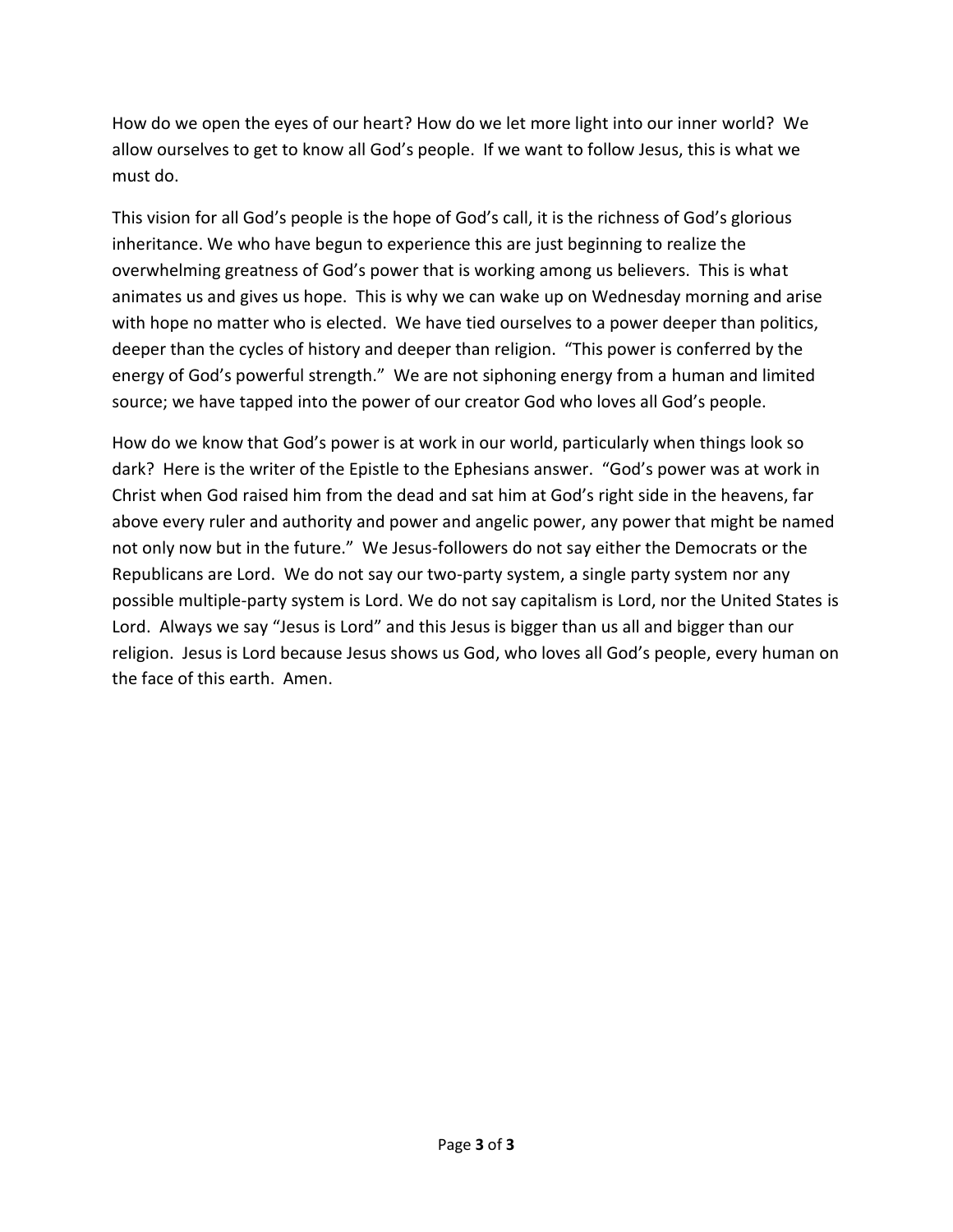How do we open the eyes of our heart? How do we let more light into our inner world? We allow ourselves to get to know all God's people. If we want to follow Jesus, this is what we must do.

This vision for all God's people is the hope of God's call, it is the richness of God's glorious inheritance. We who have begun to experience this are just beginning to realize the overwhelming greatness of God's power that is working among us believers. This is what animates us and gives us hope. This is why we can wake up on Wednesday morning and arise with hope no matter who is elected. We have tied ourselves to a power deeper than politics, deeper than the cycles of history and deeper than religion. "This power is conferred by the energy of God's powerful strength." We are not siphoning energy from a human and limited source; we have tapped into the power of our creator God who loves all God's people.

How do we know that God's power is at work in our world, particularly when things look so dark? Here is the writer of the Epistle to the Ephesians answer. "God's power was at work in Christ when God raised him from the dead and sat him at God's right side in the heavens, far above every ruler and authority and power and angelic power, any power that might be named not only now but in the future." We Jesus-followers do not say either the Democrats or the Republicans are Lord. We do not say our two-party system, a single party system nor any possible multiple-party system is Lord. We do not say capitalism is Lord, nor the United States is Lord. Always we say "Jesus is Lord" and this Jesus is bigger than us all and bigger than our religion. Jesus is Lord because Jesus shows us God, who loves all God's people, every human on the face of this earth. Amen.